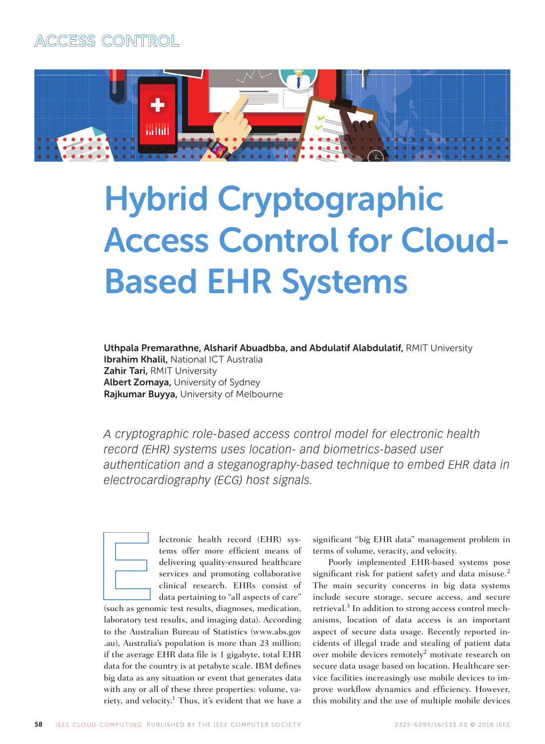ACCESS CONTROL

# Hybrid Cryptographic Access Control for Cloud-Based EHR Systems

**Uthpala Premarathne, Alsharif Abuadbba, and Abdulatif Alabdulatif,** RMIT University
**Ibrahim Khalil,** National ICT Australia
**Zahir Tari,** RMIT University
**Albert Zomaya,** University of Sydney
**Rajkumar Buyya,** University of Melbourne

*A cryptographic role-based access control model for electronic health record (EHR) systems uses location- and biometrics-based user authentication and a steganography-based technique to embed EHR data in electrocardiography (ECG) host signals.*

Electronic health record (EHR) systems offer more efficient means of delivering quality-ensured healthcare services and promoting collaborative clinical research. EHRs consist of data pertaining to "all aspects of care" (such as genomic test results, diagnoses, medication, laboratory test results, and imaging data). According to the Australian Bureau of Statistics (www.abs.gov.au), Australia's population is more than 23 million; if the average EHR data file is 1 gigabyte, total EHR data for the country is at petabyte scale. IBM defines big data as any situation or event that generates data with any or all of these three properties: volume, variety, and velocity.[1] Thus, it's evident that we have a significant "big EHR data" management problem in terms of volume, veracity, and velocity.

Poorly implemented EHR-based systems pose significant risk for patient safety and data misuse.[2] The main security concerns in big data systems include secure storage, secure access, and secure retrieval.[3] In addition to strong access control mechanisms, location of data access is an important aspect of secure data usage. Recently reported incidents of illegal trade and stealing of patient data over mobile devices remotely[2] motivate research on secure data usage based on location. Healthcare service facilities increasingly use mobile devices to improve workflow dynamics and efficiency. However, this mobility and the use of multiple mobile devices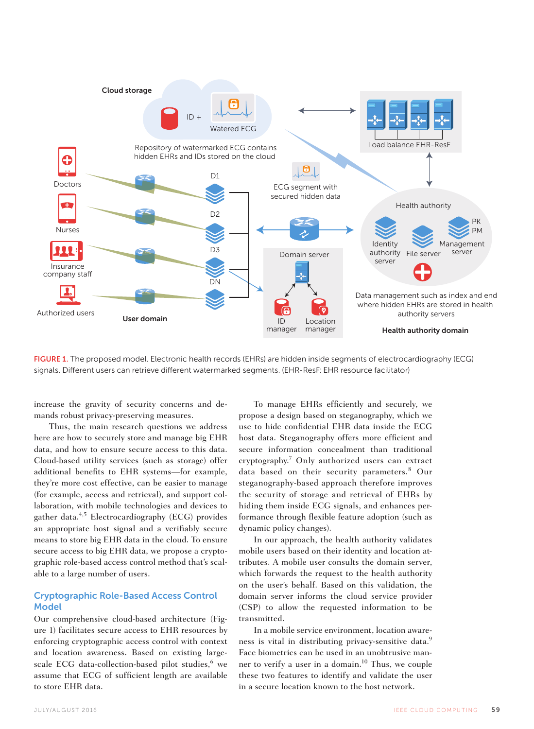FIGURE 1. The proposed model. Electronic health records (EHRs) are hidden inside segments of electrocardiography (ECG) signals. Different users can retrieve different watermarked segments. (EHR-ResF: EHR resource facilitator)

increase the gravity of security concerns and demands robust privacy-preserving measures.

Thus, the main research questions we address here are how to securely store and manage big EHR data, and how to ensure secure access to this data. Cloud-based utility services (such as storage) offer additional benefits to EHR systems—for example, they're more cost effective, can be easier to manage (for example, access and retrieval), and support collaboration, with mobile technologies and devices to gather data.[4,5] Electrocardiography (ECG) provides an appropriate host signal and a verifiably secure means to store big EHR data in the cloud. To ensure secure access to big EHR data, we propose a cryptographic role-based access control method that's scalable to a large number of users.

## Cryptographic Role-Based Access Control Model

Our comprehensive cloud-based architecture (Figure 1) facilitates secure access to EHR resources by enforcing cryptographic access control with context and location awareness. Based on existing large-scale ECG data-collection-based pilot studies,[6] we assume that ECG of sufficient length are available to store EHR data.

To manage EHRs efficiently and securely, we propose a design based on steganography, which we use to hide confidential EHR data inside the ECG host data. Steganography offers more efficient and secure information concealment than traditional cryptography.[7] Only authorized users can extract data based on their security parameters.[8] Our steganography-based approach therefore improves the security of storage and retrieval of EHRs by hiding them inside ECG signals, and enhances performance through flexible feature adoption (such as dynamic policy changes).

In our approach, the health authority validates mobile users based on their identity and location attributes. A mobile user consults the domain server, which forwards the request to the health authority on the user's behalf. Based on this validation, the domain server informs the cloud service provider (CSP) to allow the requested information to be transmitted.

In a mobile service environment, location awareness is vital in distributing privacy-sensitive data.[9] Face biometrics can be used in an unobtrusive manner to verify a user in a domain.[10] Thus, we couple these two features to identify and validate the user in a secure location known to the host network.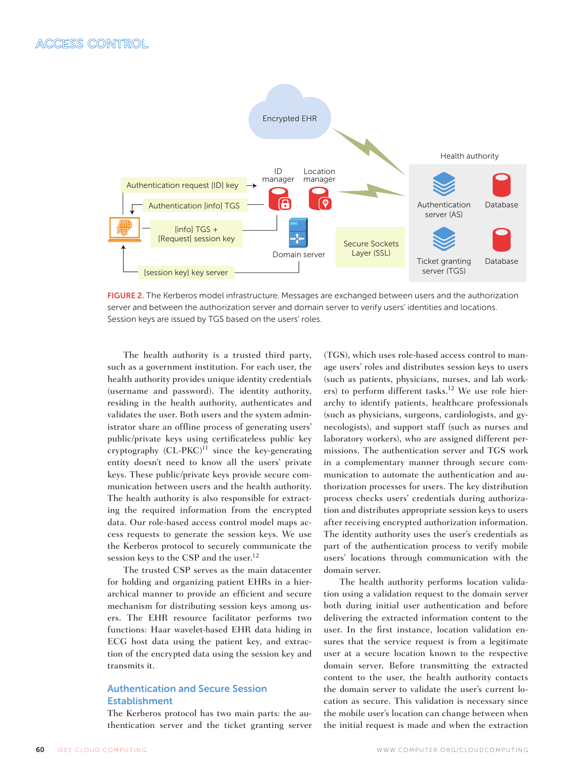FIGURE 2. The Kerberos model infrastructure. Messages are exchanged between users and the authorization server and between the authorization server and domain server to verify users' identities and locations. Session keys are issued by TGS based on the users' roles.

The health authority is a trusted third party, such as a government institution. For each user, the health authority provides unique identity credentials (username and password). The identity authority, residing in the health authority, authenticates and validates the user. Both users and the system administrator share an offline process of generating users' public/private keys using certificateless public key cryptography (CL-PKC)[11] since the key-generating entity doesn't need to know all the users' private keys. These public/private keys provide secure communication between users and the health authority. The health authority is also responsible for extracting the required information from the encrypted data. Our role-based access control model maps access requests to generate the session keys. We use the Kerberos protocol to securely communicate the session keys to the CSP and the user.[12]

The trusted CSP serves as the main datacenter for holding and organizing patient EHRs in a hierarchical manner to provide an efficient and secure mechanism for distributing session keys among users. The EHR resource facilitator performs two functions: Haar wavelet-based EHR data hiding in ECG host data using the patient key, and extraction of the encrypted data using the session key and transmits it.

## Authentication and Secure Session Establishment

The Kerberos protocol has two main parts: the authentication server and the ticket granting server (TGS), which uses role-based access control to manage users' roles and distributes session keys to users (such as patients, physicians, nurses, and lab workers) to perform different tasks.[12] We use role hierarchy to identify patients, healthcare professionals (such as physicians, surgeons, cardiologists, and gynecologists), and support staff (such as nurses and laboratory workers), who are assigned different permissions. The authentication server and TGS work in a complementary manner through secure communication to automate the authentication and authorization processes for users. The key distribution process checks users' credentials during authorization and distributes appropriate session keys to users after receiving encrypted authorization information. The identity authority uses the user's credentials as part of the authentication process to verify mobile users' locations through communication with the domain server.

The health authority performs location validation using a validation request to the domain server both during initial user authentication and before delivering the extracted information content to the user. In the first instance, location validation ensures that the service request is from a legitimate user at a secure location known to the respective domain server. Before transmitting the extracted content to the user, the health authority contacts the domain server to validate the user's current location as secure. This validation is necessary since the mobile user's location can change between when the initial request is made and when the extraction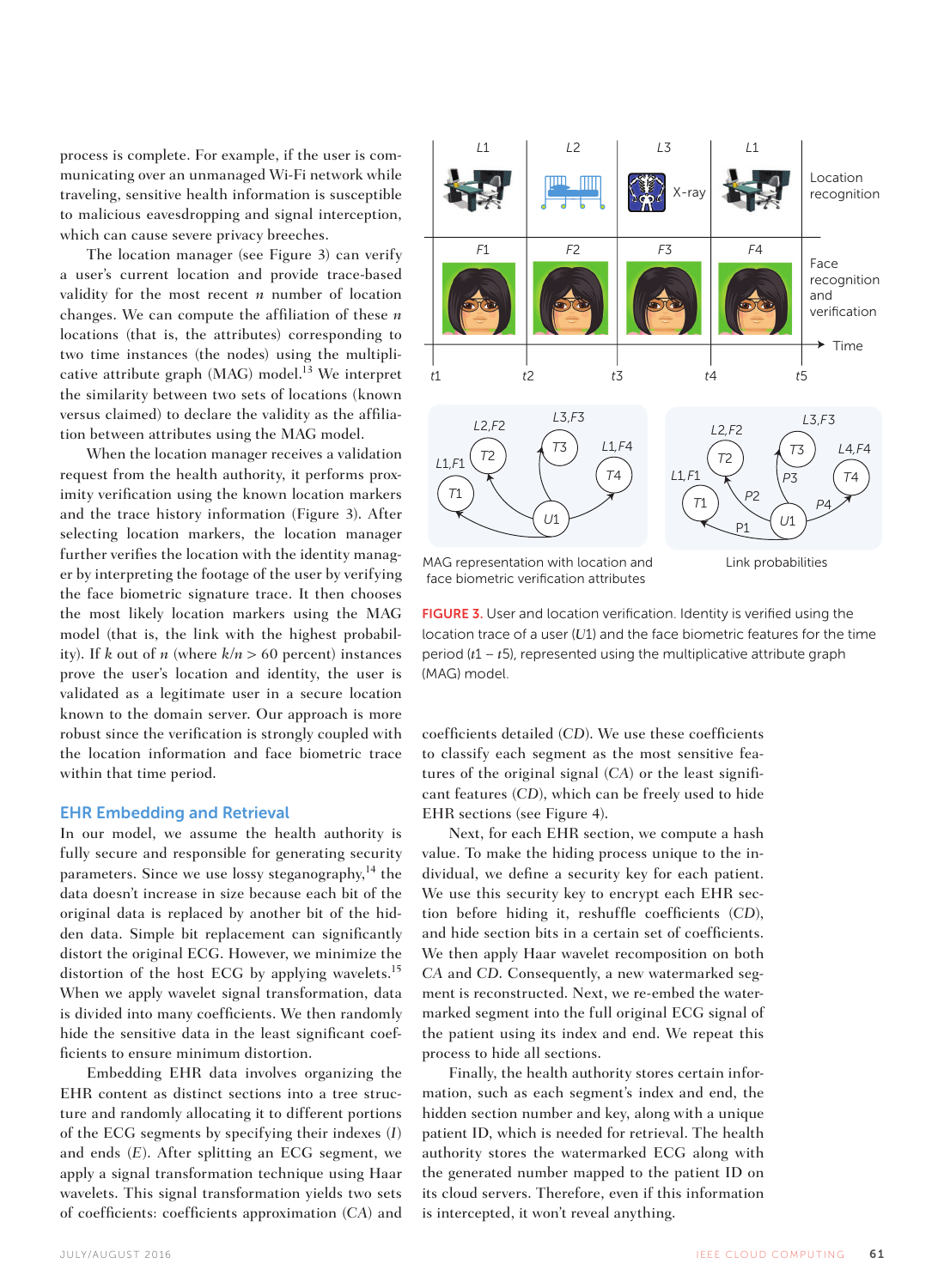process is complete. For example, if the user is communicating over an unmanaged Wi-Fi network while traveling, sensitive health information is susceptible to malicious eavesdropping and signal interception, which can cause severe privacy breeches.

The location manager (see Figure 3) can verify a user's current location and provide trace-based validity for the most recent $n$ number of location changes. We can compute the affiliation of these $n$ locations (that is, the attributes) corresponding to two time instances (the nodes) using the multiplicative attribute graph (MAG) model.[13] We interpret the similarity between two sets of locations (known versus claimed) to declare the validity as the affiliation between attributes using the MAG model.

When the location manager receives a validation request from the health authority, it performs proximity verification using the known location markers and the trace history information (Figure 3). After selecting location markers, the location manager further verifies the location with the identity manager by interpreting the footage of the user by verifying the face biometric signature trace. It then chooses the most likely location markers using the MAG model (that is, the link with the highest probability). If $k$ out of $n$ (where $k/n > 60$ percent) instances prove the user's location and identity, the user is validated as a legitimate user in a secure location known to the domain server. Our approach is more robust since the verification is strongly coupled with the location information and face biometric trace within that time period.

MAG representation with location and face biometric verification attributes

Link probabilities

FIGURE 3. User and location verification. Identity is verified using the location trace of a user ($U1$) and the face biometric features for the time period ($t1 - t5$), represented using the multiplicative attribute graph (MAG) model.

## EHR Embedding and Retrieval

In our model, we assume the health authority is fully secure and responsible for generating security parameters. Since we use lossy steganography,[14] the data doesn't increase in size because each bit of the original data is replaced by another bit of the hidden data. Simple bit replacement can significantly distort the original ECG. However, we minimize the distortion of the host ECG by applying wavelets.[15] When we apply wavelet signal transformation, data is divided into many coefficients. We then randomly hide the sensitive data in the least significant coefficients to ensure minimum distortion.

Embedding EHR data involves organizing the EHR content as distinct sections into a tree structure and randomly allocating it to different portions of the ECG segments by specifying their indexes ($I$) and ends ($E$). After splitting an ECG segment, we apply a signal transformation technique using Haar wavelets. This signal transformation yields two sets of coefficients: coefficients approximation ($CA$) and coefficients detailed ($CD$). We use these coefficients to classify each segment as the most sensitive features of the original signal ($CA$) or the least significant features ($CD$), which can be freely used to hide EHR sections (see Figure 4).

Next, for each EHR section, we compute a hash value. To make the hiding process unique to the individual, we define a security key for each patient. We use this security key to encrypt each EHR section before hiding it, reshuffle coefficients ($CD$), and hide section bits in a certain set of coefficients. We then apply Haar wavelet recomposition on both $CA$ and $CD$. Consequently, a new watermarked segment is reconstructed. Next, we re-embed the watermarked segment into the full original ECG signal of the patient using its index and end. We repeat this process to hide all sections.

Finally, the health authority stores certain information, such as each segment's index and end, the hidden section number and key, along with a unique patient ID, which is needed for retrieval. The health authority stores the watermarked ECG along with the generated number mapped to the patient ID on its cloud servers. Therefore, even if this information is intercepted, it won't reveal anything.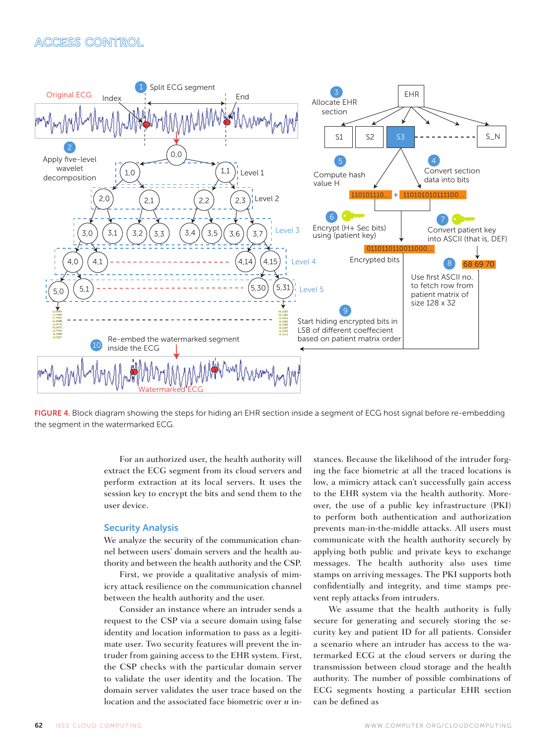FIGURE 4. Block diagram showing the steps for hiding an EHR section inside a segment of ECG host signal before re-embedding the segment in the watermarked ECG.

For an authorized user, the health authority will extract the ECG segment from its cloud servers and perform extraction at its local servers. It uses the session key to encrypt the bits and send them to the user device.

## Security Analysis

We analyze the security of the communication channel between users' domain servers and the health authority and between the health authority and the CSP.

First, we provide a qualitative analysis of mimicry attack resilience on the communication channel between the health authority and the user.

Consider an instance where an intruder sends a request to the CSP via a secure domain using false identity and location information to pass as a legitimate user. Two security features will prevent the intruder from gaining access to the EHR system. First, the CSP checks with the particular domain server to validate the user identity and the location. The domain server validates the user trace based on the location and the associated face biometric over $n$ instances. Because the likelihood of the intruder forging the face biometric at all the traced locations is low, a mimicry attack can't successfully gain access to the EHR system via the health authority. Moreover, the use of a public key infrastructure (PKI) to perform both authentication and authorization prevents man-in-the-middle attacks. All users must communicate with the health authority securely by applying both public and private keys to exchange messages. The health authority also uses time stamps on arriving messages. The PKI supports both confidentially and integrity, and time stamps prevent reply attacks from intruders.

We assume that the health authority is fully secure for generating and securely storing the security key and patient ID for all patients. Consider a scenario where an intruder has access to the watermarked ECG at the cloud servers or during the transmission between cloud storage and the health authority. The number of possible combinations of ECG segments hosting a particular EHR section can be defined as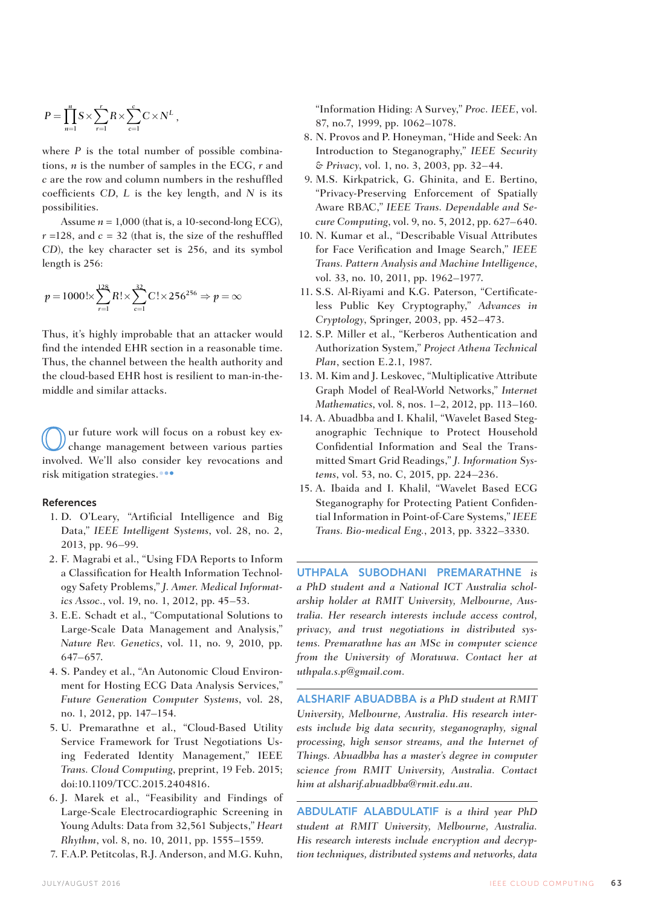$$P = \prod_{n=1}^{n} S \times \sum_{r=1}^{r} R \times \sum_{c=1}^{c} C \times N^{L},$$

where $P$ is the total number of possible combinations, $n$ is the number of samples in the ECG, $r$ and $c$ are the row and column numbers in the reshuffled coefficients $CD$, $L$ is the key length, and $N$ is its possibilities.

Assume $n = 1{,}000$ (that is, a 10-second-long ECG), $r = 128$, and $c = 32$ (that is, the size of the reshuffled $CD$), the key character set is 256, and its symbol length is 256:

$$p = 1000! \times \sum_{r=1}^{128} R! \times \sum_{c=1}^{32} C! \times 256^{256} \Rightarrow p = \infty$$

Thus, it's highly improbable that an attacker would find the intended EHR section in a reasonable time. Thus, the channel between the health authority and the cloud-based EHR host is resilient to man-in-the-middle and similar attacks.

Our future work will focus on a robust key exchange management between various parties involved. We'll also consider key revocations and risk mitigation strategies.

## References

1. D. O'Leary, "Artificial Intelligence and Big Data," *IEEE Intelligent Systems*, vol. 28, no. 2, 2013, pp. 96–99.
2. F. Magrabi et al., "Using FDA Reports to Inform a Classification for Health Information Technology Safety Problems," *J. Amer. Medical Informatics Assoc.*, vol. 19, no. 1, 2012, pp. 45–53.
3. E.E. Schadt et al., "Computational Solutions to Large-Scale Data Management and Analysis," *Nature Rev. Genetics*, vol. 11, no. 9, 2010, pp. 647–657.
4. S. Pandey et al., "An Autonomic Cloud Environment for Hosting ECG Data Analysis Services," *Future Generation Computer Systems*, vol. 28, no. 1, 2012, pp. 147–154.
5. U. Premarathne et al., "Cloud-Based Utility Service Framework for Trust Negotiations Using Federated Identity Management," IEEE *Trans. Cloud Computing*, preprint, 19 Feb. 2015; doi:10.1109/TCC.2015.2404816.
6. J. Marek et al., "Feasibility and Findings of Large-Scale Electrocardiographic Screening in Young Adults: Data from 32,561 Subjects," *Heart Rhythm*, vol. 8, no. 10, 2011, pp. 1555–1559.
7. F.A.P. Petitcolas, R.J. Anderson, and M.G. Kuhn, "Information Hiding: A Survey," *Proc. IEEE*, vol. 87, no.7, 1999, pp. 1062–1078.
8. N. Provos and P. Honeyman, "Hide and Seek: An Introduction to Steganography," *IEEE Security & Privacy*, vol. 1, no. 3, 2003, pp. 32–44.
9. M.S. Kirkpatrick, G. Ghinita, and E. Bertino, "Privacy-Preserving Enforcement of Spatially Aware RBAC," *IEEE Trans. Dependable and Secure Computing*, vol. 9, no. 5, 2012, pp. 627–640.
10. N. Kumar et al., "Describable Visual Attributes for Face Verification and Image Search," *IEEE Trans. Pattern Analysis and Machine Intelligence*, vol. 33, no. 10, 2011, pp. 1962–1977.
11. S.S. Al-Riyami and K.G. Paterson, "Certificateless Public Key Cryptography," *Advances in Cryptology*, Springer, 2003, pp. 452–473.
12. S.P. Miller et al., "Kerberos Authentication and Authorization System," *Project Athena Technical Plan*, section E.2.1, 1987.
13. M. Kim and J. Leskovec, "Multiplicative Attribute Graph Model of Real-World Networks," *Internet Mathematics*, vol. 8, nos. 1–2, 2012, pp. 113–160.
14. A. Abuadbba and I. Khalil, "Wavelet Based Steganographic Technique to Protect Household Confidential Information and Seal the Transmitted Smart Grid Readings," *J. Information Systems*, vol. 53, no. C, 2015, pp. 224–236.
15. A. Ibaida and I. Khalil, "Wavelet Based ECG Steganography for Protecting Patient Confidential Information in Point-of-Care Systems," *IEEE Trans. Bio-medical Eng.*, 2013, pp. 3322–3330.

**UTHPALA SUBODHANI PREMARATHNE** *is a PhD student and a National ICT Australia scholarship holder at RMIT University, Melbourne, Australia. Her research interests include access control, privacy, and trust negotiations in distributed systems. Premarathne has an MSc in computer science from the University of Moratuwa. Contact her at uthpala.s.p@gmail.com.*

**ALSHARIF ABUADBBA** *is a PhD student at RMIT University, Melbourne, Australia. His research interests include big data security, steganography, signal processing, high sensor streams, and the Internet of Things. Abuadbba has a master's degree in computer science from RMIT University, Australia. Contact him at alsharif.abuadbba@rmit.edu.au.*

**ABDULATIF ALABDULATIF** *is a third year PhD student at RMIT University, Melbourne, Australia. His research interests include encryption and decryption techniques, distributed systems and networks, data*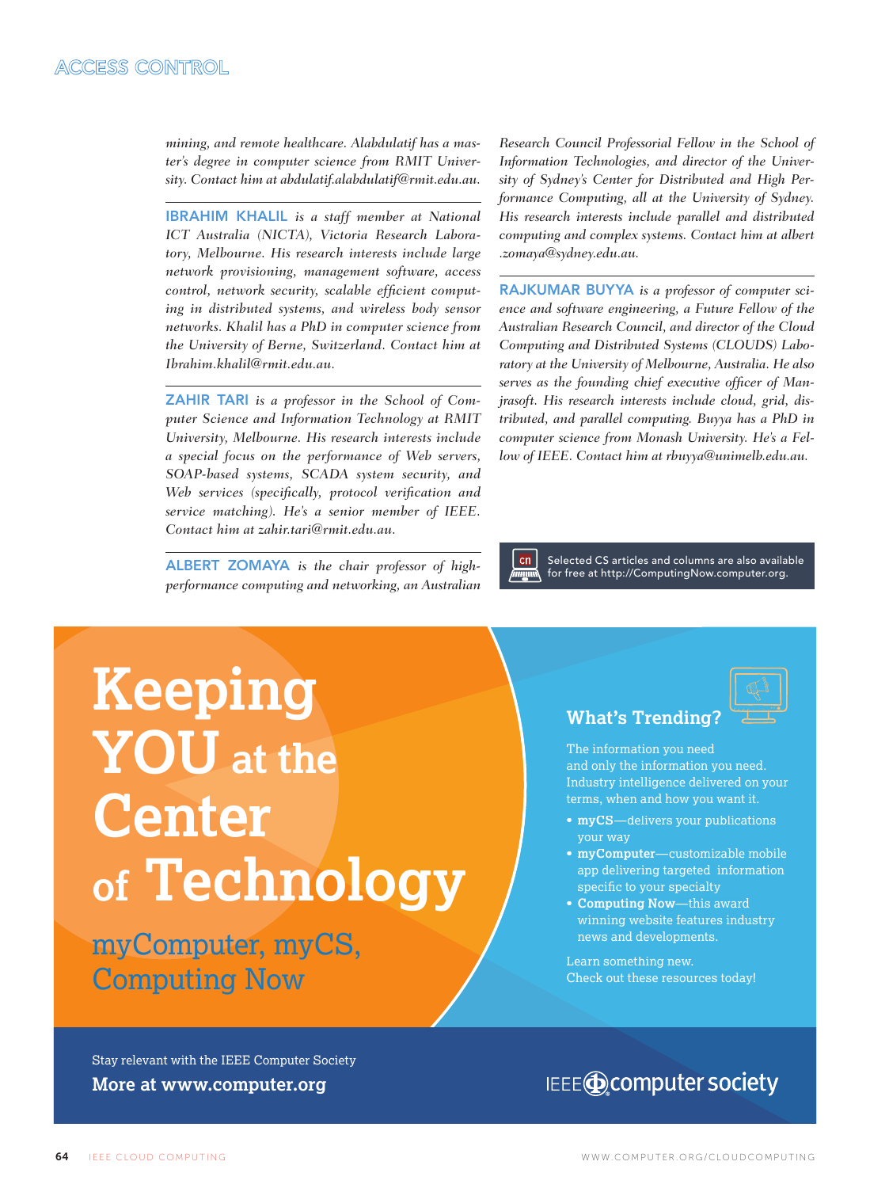mining, and remote healthcare. Alabdulatif has a master's degree in computer science from RMIT University. Contact him at abdulatif.alabdulatif@rmit.edu.au.

**IBRAHIM KHALIL** is a staff member at National ICT Australia (NICTA), Victoria Research Laboratory, Melbourne. His research interests include large network provisioning, management software, access control, network security, scalable efficient computing in distributed systems, and wireless body sensor networks. Khalil has a PhD in computer science from the University of Berne, Switzerland. Contact him at Ibrahim.khalil@rmit.edu.au.

**ZAHIR TARI** is a professor in the School of Computer Science and Information Technology at RMIT University, Melbourne. His research interests include a special focus on the performance of Web servers, SOAP-based systems, SCADA system security, and Web services (specifically, protocol verification and service matching). He's a senior member of IEEE. Contact him at zahir.tari@rmit.edu.au.

**ALBERT ZOMAYA** is the chair professor of high-performance computing and networking, an Australian Research Council Professorial Fellow in the School of Information Technologies, and director of the University of Sydney's Center for Distributed and High Performance Computing, all at the University of Sydney. His research interests include parallel and distributed computing and complex systems. Contact him at albert.zomaya@sydney.edu.au.

**RAJKUMAR BUYYA** is a professor of computer science and software engineering, a Future Fellow of the Australian Research Council, and director of the Cloud Computing and Distributed Systems (CLOUDS) Laboratory at the University of Melbourne, Australia. He also serves as the founding chief executive officer of Manjrasoft. His research interests include cloud, grid, distributed, and parallel computing. Buyya has a PhD in computer science from Monash University. He's a Fellow of IEEE. Contact him at rbuyya@unimelb.edu.au.

Selected CS articles and columns are also available for free at http://ComputingNow.computer.org.

# Keeping YOU at the Center of Technology

myComputer, myCS, Computing Now

## What's Trending?

The information you need and only the information you need. Industry intelligence delivered on your terms, when and how you want it.

- **myCS**—delivers your publications your way
- **myComputer**—customizable mobile app delivering targeted information specific to your specialty
- **Computing Now**—this award winning website features industry news and developments.

Learn something new.
Check out these resources today!

Stay relevant with the IEEE Computer Society

**More at www.computer.org**

IEEE computer society